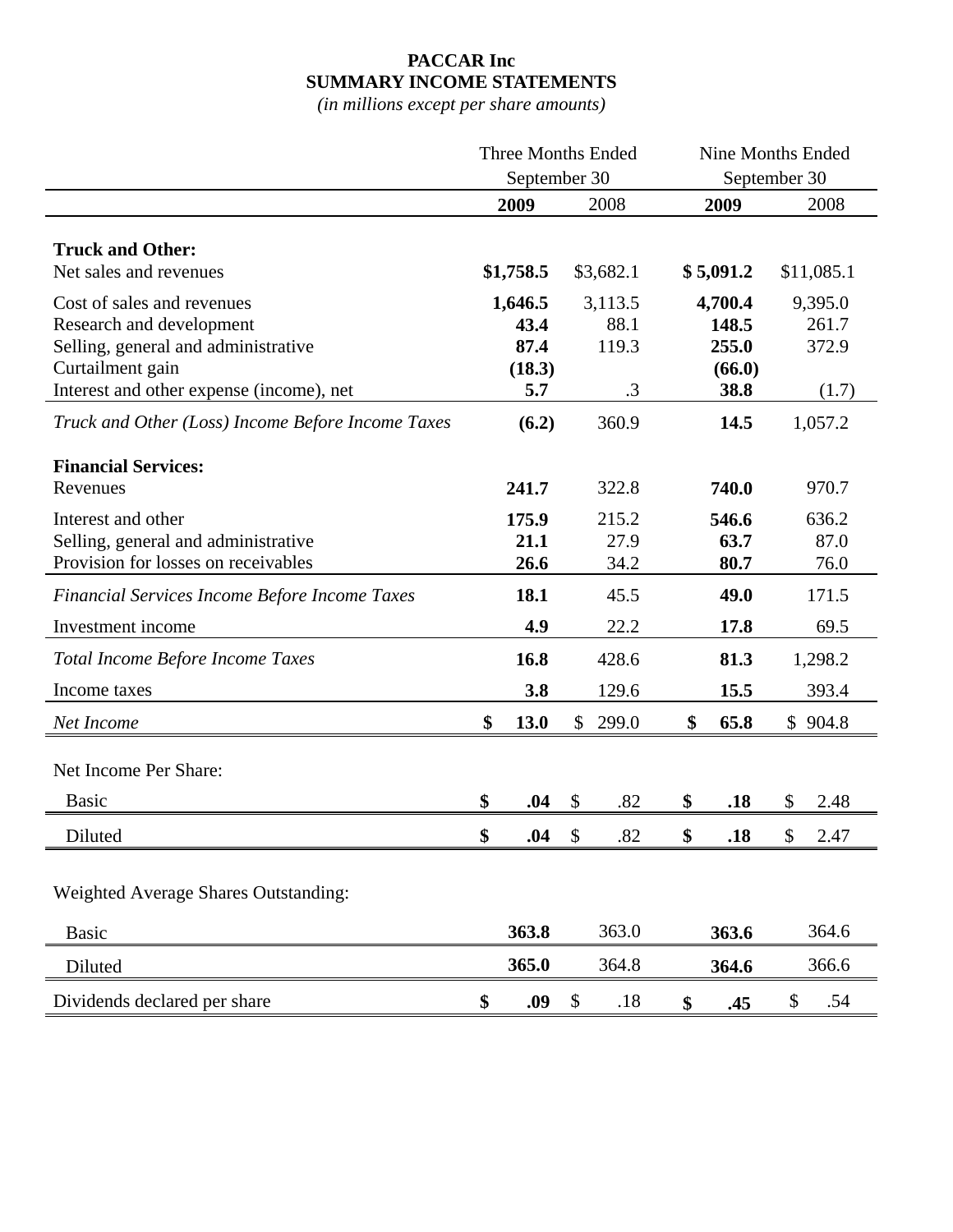# PACCAR Inc
## SUMMARY INCOME STATEMENTS
*(in millions except per share amounts)*

| | Three Months Ended September 30 | | Nine Months Ended September 30 | |
|---|---|---|---|---|
| | **2009** | 2008 | **2009** | 2008 |
| **Truck and Other:** | | | | |
| Net sales and revenues | **$1,758.5** | $3,682.1 | **$ 5,091.2** | $11,085.1 |
| Cost of sales and revenues | **1,646.5** | 3,113.5 | **4,700.4** | 9,395.0 |
| Research and development | **43.4** | 88.1 | **148.5** | 261.7 |
| Selling, general and administrative | **87.4** | 119.3 | **255.0** | 372.9 |
| Curtailment gain | **(18.3)** | | **(66.0)** | |
| Interest and other expense (income), net | **5.7** | .3 | **38.8** | (1.7) |
| *Truck and Other (Loss) Income Before Income Taxes* | **(6.2)** | 360.9 | **14.5** | 1,057.2 |
| **Financial Services:** | | | | |
| Revenues | **241.7** | 322.8 | **740.0** | 970.7 |
| Interest and other | **175.9** | 215.2 | **546.6** | 636.2 |
| Selling, general and administrative | **21.1** | 27.9 | **63.7** | 87.0 |
| Provision for losses on receivables | **26.6** | 34.2 | **80.7** | 76.0 |
| *Financial Services Income Before Income Taxes* | **18.1** | 45.5 | **49.0** | 171.5 |
| Investment income | **4.9** | 22.2 | **17.8** | 69.5 |
| *Total Income Before Income Taxes* | **16.8** | 428.6 | **81.3** | 1,298.2 |
| Income taxes | **3.8** | 129.6 | **15.5** | 393.4 |
| *Net Income* | **$ 13.0** | $ 299.0 | **$ 65.8** | $ 904.8 |
| Net Income Per Share: | | | | |
| Basic | **$ .04** | $ .82 | **$ .18** | $ 2.48 |
| Diluted | **$ .04** | $ .82 | **$ .18** | $ 2.47 |
| Weighted Average Shares Outstanding: | | | | |
| Basic | **363.8** | 363.0 | **363.6** | 364.6 |
| Diluted | **365.0** | 364.8 | **364.6** | 366.6 |
| Dividends declared per share | **$ .09** | $ .18 | **$ .45** | $ .54 |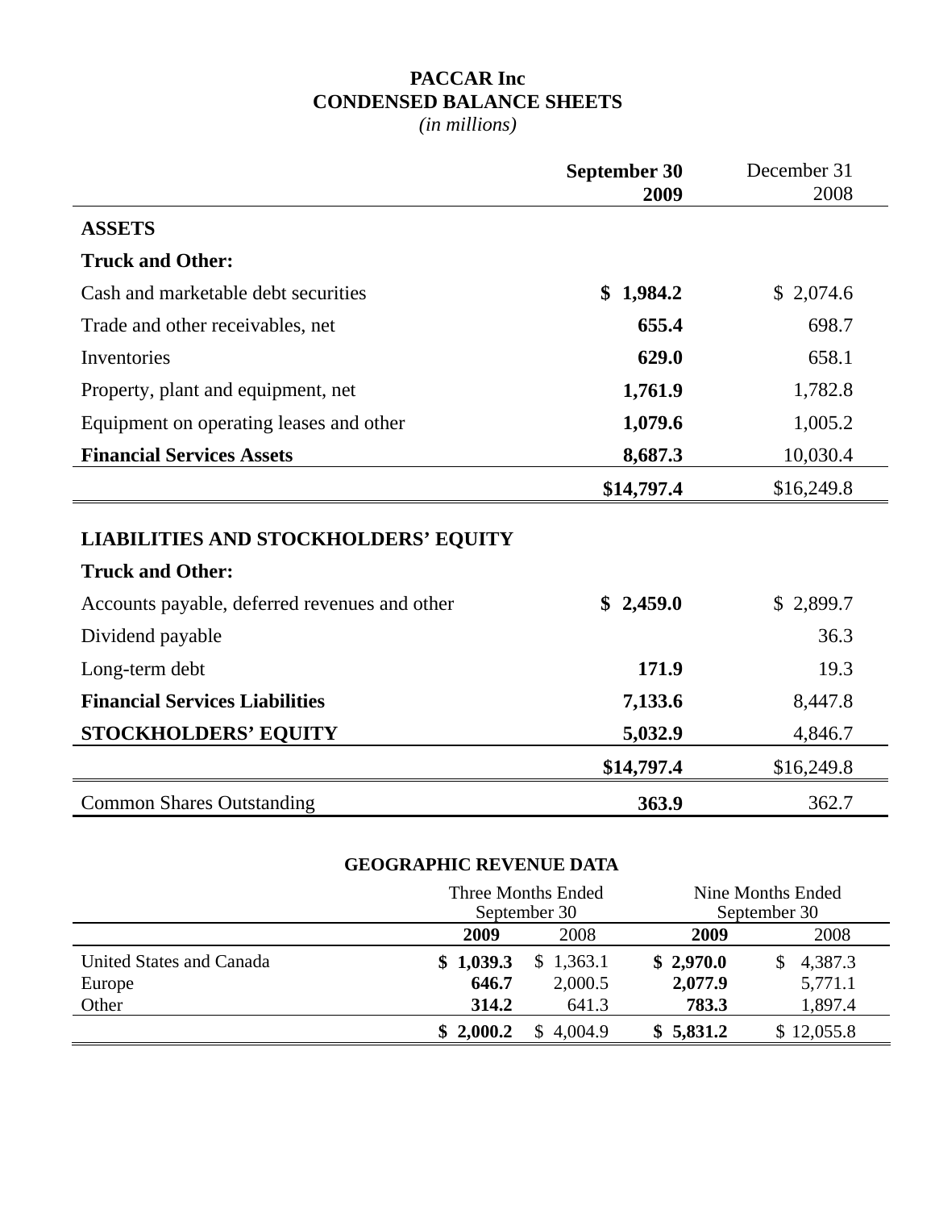# PACCAR Inc

## CONDENSED BALANCE SHEETS

*(in millions)*

| | **September 30 2009** | December 31 2008 |
|---|---|---|
| **ASSETS** | | |
| **Truck and Other:** | | |
| Cash and marketable debt securities | **$ 1,984.2** | $ 2,074.6 |
| Trade and other receivables, net | **655.4** | 698.7 |
| Inventories | **629.0** | 658.1 |
| Property, plant and equipment, net | **1,761.9** | 1,782.8 |
| Equipment on operating leases and other | **1,079.6** | 1,005.2 |
| **Financial Services Assets** | **8,687.3** | 10,030.4 |
| | **$14,797.4** | $16,249.8 |
| **LIABILITIES AND STOCKHOLDERS' EQUITY** | | |
| **Truck and Other:** | | |
| Accounts payable, deferred revenues and other | **$ 2,459.0** | $ 2,899.7 |
| Dividend payable | | 36.3 |
| Long-term debt | **171.9** | 19.3 |
| **Financial Services Liabilities** | **7,133.6** | 8,447.8 |
| **STOCKHOLDERS' EQUITY** | **5,032.9** | 4,846.7 |
| | **$14,797.4** | $16,249.8 |
| Common Shares Outstanding | **363.9** | 362.7 |

## GEOGRAPHIC REVENUE DATA

| | Three Months Ended September 30 | | Nine Months Ended September 30 | |
|---|---|---|---|---|
| | **2009** | 2008 | **2009** | 2008 |
| United States and Canada | **$ 1,039.3** | $ 1,363.1 | **$ 2,970.0** | $ 4,387.3 |
| Europe | **646.7** | 2,000.5 | **2,077.9** | 5,771.1 |
| Other | **314.2** | 641.3 | **783.3** | 1,897.4 |
| | **$ 2,000.2** | $ 4,004.9 | **$ 5,831.2** | $ 12,055.8 |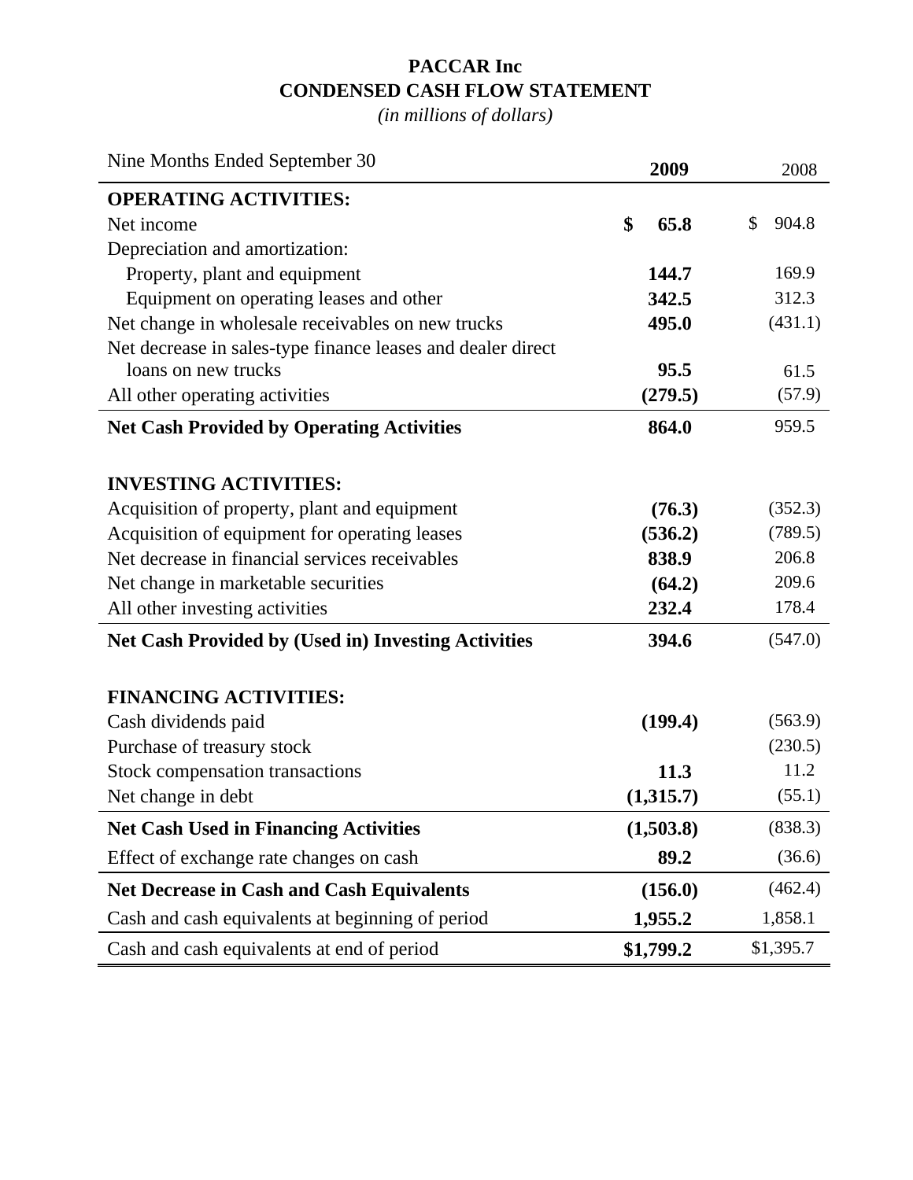**PACCAR Inc**
**CONDENSED CASH FLOW STATEMENT**
*(in millions of dollars)*

| Nine Months Ended September 30 | **2009** | 2008 |
|---|---|---|
| **OPERATING ACTIVITIES:** | | |
| Net income | **$ 65.8** | $ 904.8 |
| Depreciation and amortization: | | |
| Property, plant and equipment | **144.7** | 169.9 |
| Equipment on operating leases and other | **342.5** | 312.3 |
| Net change in wholesale receivables on new trucks | **495.0** | (431.1) |
| Net decrease in sales-type finance leases and dealer direct loans on new trucks | **95.5** | 61.5 |
| All other operating activities | **(279.5)** | (57.9) |
| **Net Cash Provided by Operating Activities** | **864.0** | 959.5 |
| **INVESTING ACTIVITIES:** | | |
| Acquisition of property, plant and equipment | **(76.3)** | (352.3) |
| Acquisition of equipment for operating leases | **(536.2)** | (789.5) |
| Net decrease in financial services receivables | **838.9** | 206.8 |
| Net change in marketable securities | **(64.2)** | 209.6 |
| All other investing activities | **232.4** | 178.4 |
| **Net Cash Provided by (Used in) Investing Activities** | **394.6** | (547.0) |
| **FINANCING ACTIVITIES:** | | |
| Cash dividends paid | **(199.4)** | (563.9) |
| Purchase of treasury stock | | (230.5) |
| Stock compensation transactions | **11.3** | 11.2 |
| Net change in debt | **(1,315.7)** | (55.1) |
| **Net Cash Used in Financing Activities** | **(1,503.8)** | (838.3) |
| Effect of exchange rate changes on cash | **89.2** | (36.6) |
| **Net Decrease in Cash and Cash Equivalents** | **(156.0)** | (462.4) |
| Cash and cash equivalents at beginning of period | **1,955.2** | 1,858.1 |
| Cash and cash equivalents at end of period | **$1,799.2** | $1,395.7 |